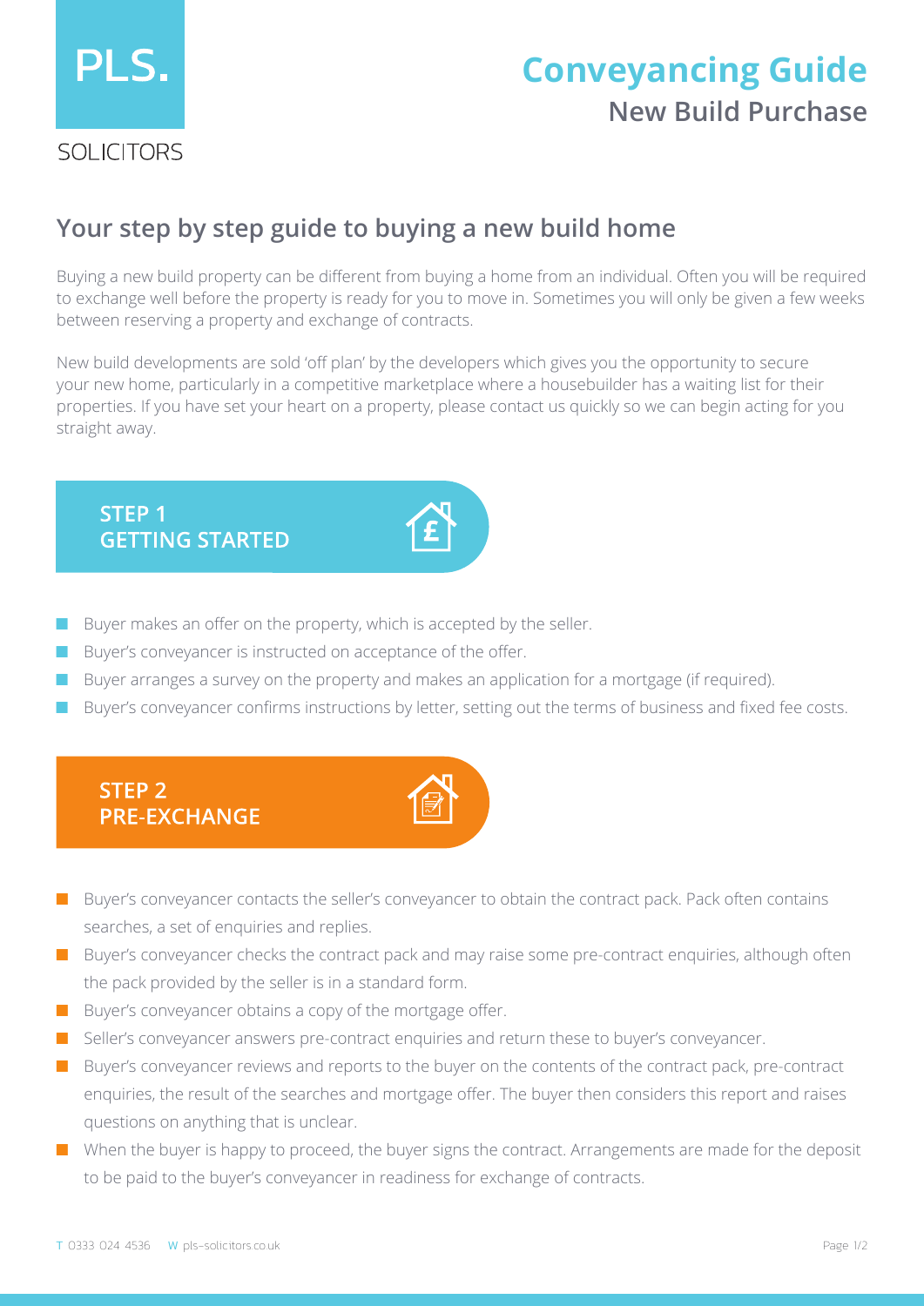PLS.

SOLICITORS

# Conveyancing Guide

## New Build Purchase

## Your step by step guide to buying a new build home

Buying a new build property can be different from buying a home from an individual. Often you will be required to exchange well before the property is ready for you to move in. Sometimes you will only be given a few weeks between reserving a property and exchange of contracts.

New build developments are sold 'off plan' by the developers which gives you the opportunity to secure your new home, particularly in a competitive marketplace where a housebuilder has a waiting list for their properties. If you have set your heart on a property, please contact us quickly so we can begin acting for you straight away.

### STEP 1 GETTING STARTED

- Buyer makes an offer on the property, which is accepted by the seller.
- Buyer's conveyancer is instructed on acceptance of the offer.
- Buyer arranges a survey on the property and makes an application for a mortgage (if required).
- Buyer's conveyancer confirms instructions by letter, setting out the terms of business and fixed fee costs.

### STEP 2 PRE-EXCHANGE

- Buyer's conveyancer contacts the seller's conveyancer to obtain the contract pack. Pack often contains searches, a set of enquiries and replies.
- Buyer's conveyancer checks the contract pack and may raise some pre-contract enquiries, although often the pack provided by the seller is in a standard form.
- Buyer's conveyancer obtains a copy of the mortgage offer.
- Seller's conveyancer answers pre-contract enquiries and return these to buyer's conveyancer.
- Buyer's conveyancer reviews and reports to the buyer on the contents of the contract pack, pre-contract enquiries, the result of the searches and mortgage offer. The buyer then considers this report and raises questions on anything that is unclear.
- When the buyer is happy to proceed, the buyer signs the contract. Arrangements are made for the deposit to be paid to the buyer's conveyancer in readiness for exchange of contracts.

T 0333 024 4536 W pls-solicitors.co.uk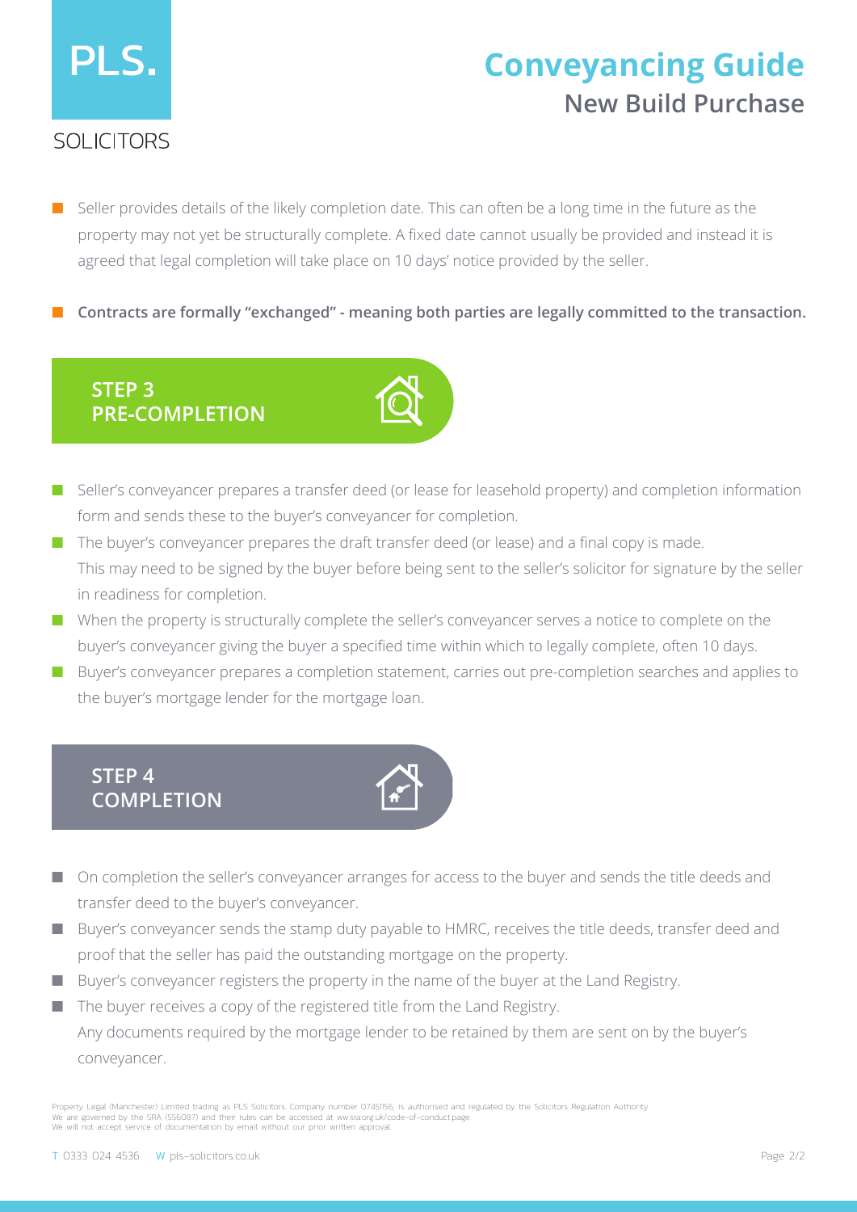- Seller provides details of the likely completion date. This can often be a long time in the future as the property may not yet be structurally complete. A fixed date cannot usually be provided and instead it is agreed that legal completion will take place on 10 days' notice provided by the seller.
- **Contracts are formally "exchanged" - meaning both parties are legally committed to the transaction.**

## STEP 3 PRE-COMPLETION

- Seller's conveyancer prepares a transfer deed (or lease for leasehold property) and completion information form and sends these to the buyer's conveyancer for completion.
- The buyer's conveyancer prepares the draft transfer deed (or lease) and a final copy is made. This may need to be signed by the buyer before being sent to the seller's solicitor for signature by the seller in readiness for completion.
- When the property is structurally complete the seller's conveyancer serves a notice to complete on the buyer's conveyancer giving the buyer a specified time within which to legally complete, often 10 days.
- Buyer's conveyancer prepares a completion statement, carries out pre-completion searches and applies to the buyer's mortgage lender for the mortgage loan.

## STEP 4 COMPLETION

- On completion the seller's conveyancer arranges for access to the buyer and sends the title deeds and transfer deed to the buyer's conveyancer.
- Buyer's conveyancer sends the stamp duty payable to HMRC, receives the title deeds, transfer deed and proof that the seller has paid the outstanding mortgage on the property.
- Buyer's conveyancer registers the property in the name of the buyer at the Land Registry.
- The buyer receives a copy of the registered title from the Land Registry. Any documents required by the mortgage lender to be retained by them are sent on by the buyer's conveyancer.

Property Legal (Manchester) Limited trading as PLS Solicitors. Company number 07451156, is authorised and regulated by the Solicitors Regulation Authority
We are governed by the SRA (556087) and their rules can be accessed at ww.sra.org.uk/code-of-conduct.page
We will not accept service of documentation by email without our prior written approval.

T 0333 024 4536 W pls-solicitors.co.uk